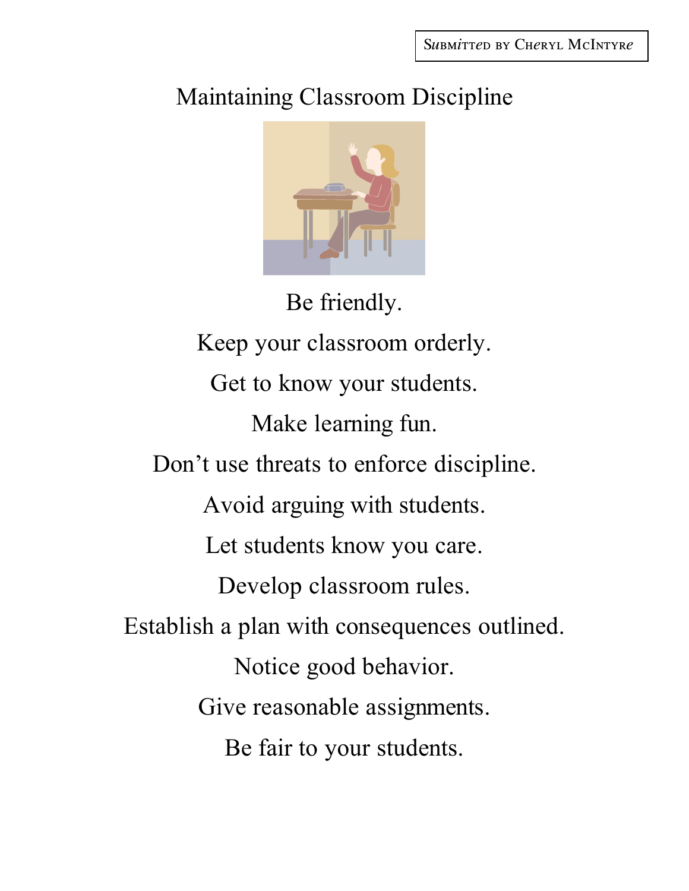Submitted by Cheryl McIntyre

# Maintaining Classroom Discipline

Be friendly.

Keep your classroom orderly.

Get to know your students.

Make learning fun.

Don't use threats to enforce discipline.

Avoid arguing with students.

Let students know you care.

Develop classroom rules.

Establish a plan with consequences outlined.

Notice good behavior.

Give reasonable assignments.

Be fair to your students.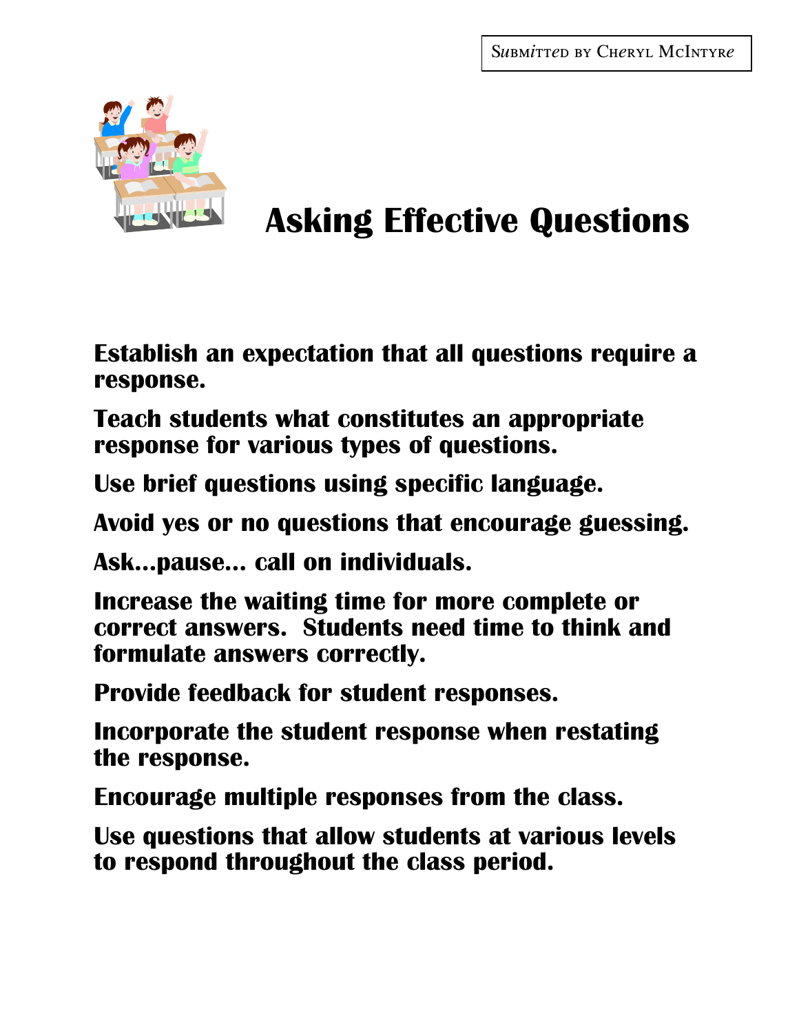Submitted by Cheryl McIntyre

# Asking Effective Questions

**Establish an expectation that all questions require a response.**

**Teach students what constitutes an appropriate response for various types of questions.**

**Use brief questions using specific language.**

**Avoid yes or no questions that encourage guessing.**

**Ask…pause… call on individuals.**

**Increase the waiting time for more complete or correct answers. Students need time to think and formulate answers correctly.**

**Provide feedback for student responses.**

**Incorporate the student response when restating the response.**

**Encourage multiple responses from the class.**

**Use questions that allow students at various levels to respond throughout the class period.**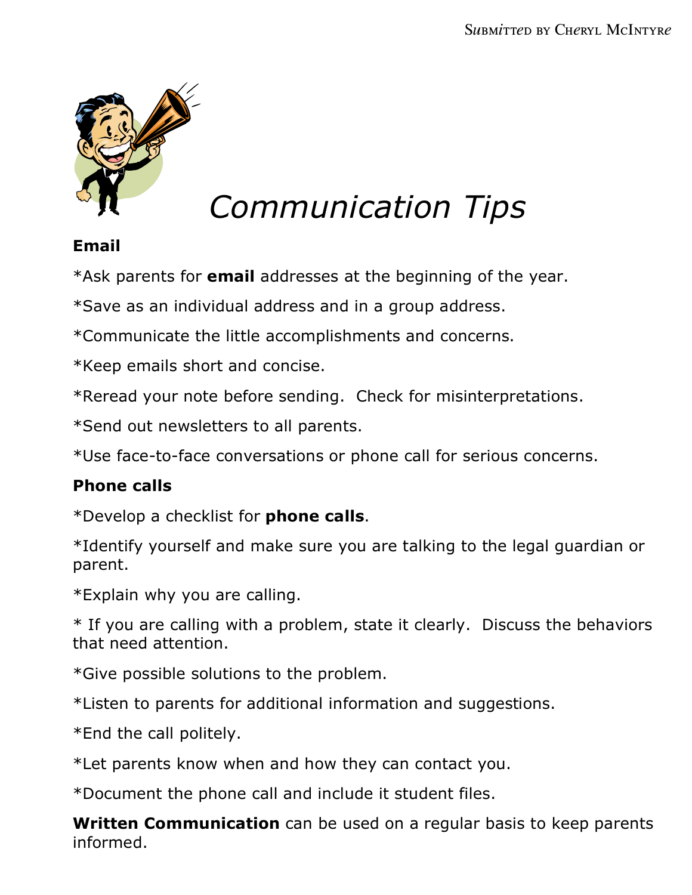Submitted by Cheryl McIntyre

# Communication Tips

**Email**

*Ask parents for **email** addresses at the beginning of the year.

*Save as an individual address and in a group address.

*Communicate the little accomplishments and concerns.

*Keep emails short and concise.

*Reread your note before sending.  Check for misinterpretations.

*Send out newsletters to all parents.

*Use face-to-face conversations or phone call for serious concerns.

**Phone calls**

*Develop a checklist for **phone calls**.

*Identify yourself and make sure you are talking to the legal guardian or parent.

*Explain why you are calling.

* If you are calling with a problem, state it clearly.  Discuss the behaviors that need attention.

*Give possible solutions to the problem.

*Listen to parents for additional information and suggestions.

*End the call politely.

*Let parents know when and how they can contact you.

*Document the phone call and include it student files.

**Written Communication** can be used on a regular basis to keep parents informed.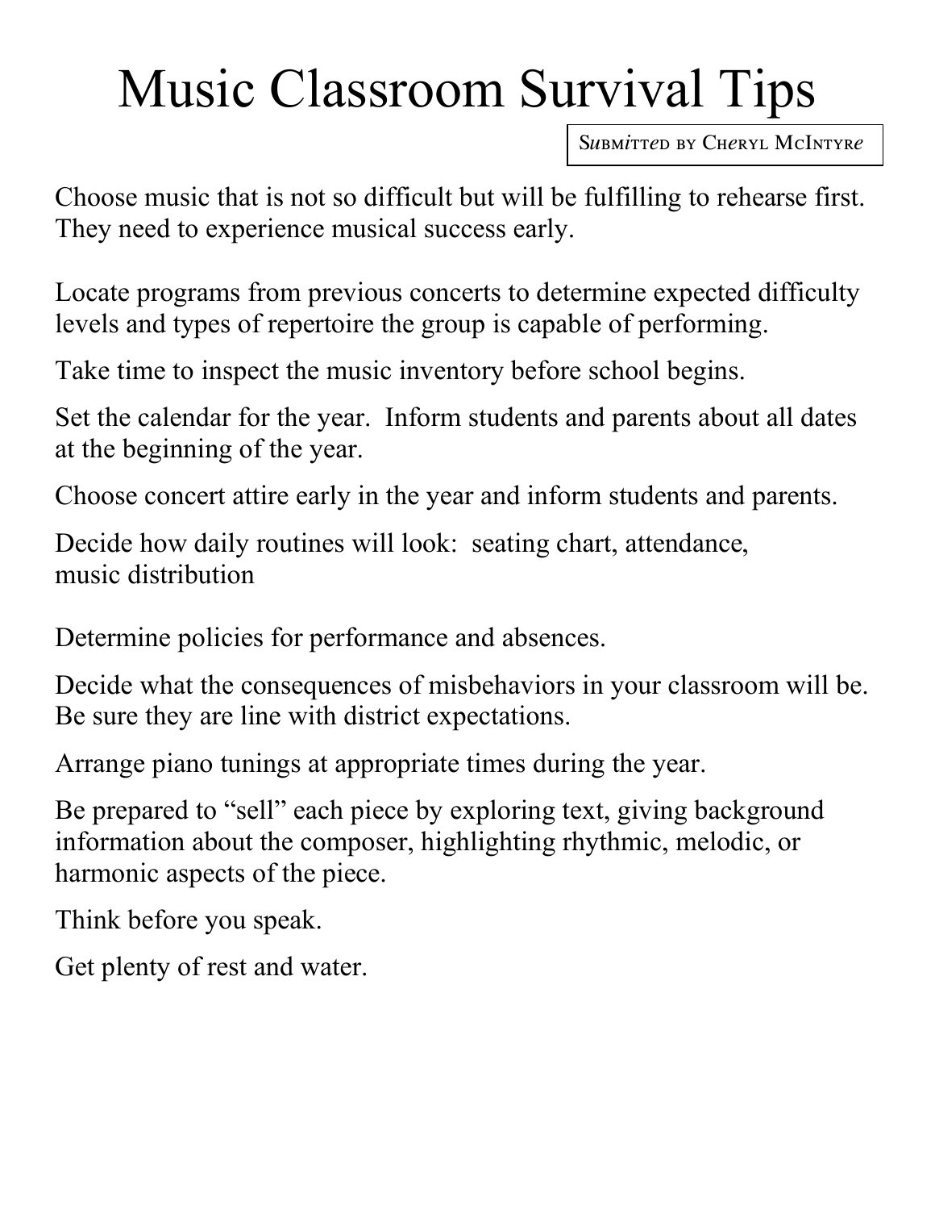# Music Classroom Survival Tips

Submitted by Cheryl McIntyre

Choose music that is not so difficult but will be fulfilling to rehearse first. They need to experience musical success early.

Locate programs from previous concerts to determine expected difficulty levels and types of repertoire the group is capable of performing.

Take time to inspect the music inventory before school begins.

Set the calendar for the year. Inform students and parents about all dates at the beginning of the year.

Choose concert attire early in the year and inform students and parents.

Decide how daily routines will look: seating chart, attendance, music distribution

Determine policies for performance and absences.

Decide what the consequences of misbehaviors in your classroom will be. Be sure they are line with district expectations.

Arrange piano tunings at appropriate times during the year.

Be prepared to "sell" each piece by exploring text, giving background information about the composer, highlighting rhythmic, melodic, or harmonic aspects of the piece.

Think before you speak.

Get plenty of rest and water.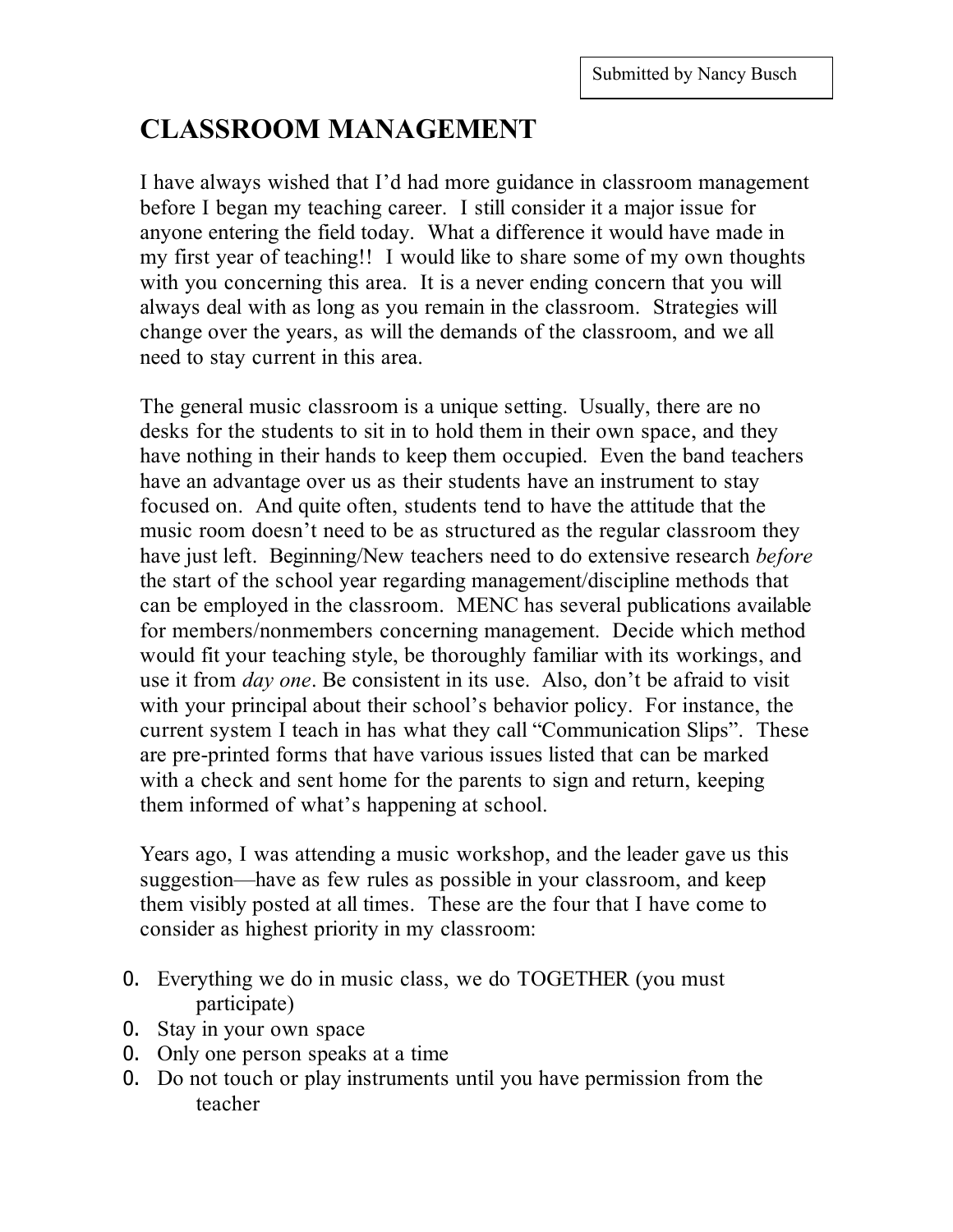Submitted by Nancy Busch

# CLASSROOM MANAGEMENT

I have always wished that I'd had more guidance in classroom management before I began my teaching career. I still consider it a major issue for anyone entering the field today. What a difference it would have made in my first year of teaching!! I would like to share some of my own thoughts with you concerning this area. It is a never ending concern that you will always deal with as long as you remain in the classroom. Strategies will change over the years, as will the demands of the classroom, and we all need to stay current in this area.

The general music classroom is a unique setting. Usually, there are no desks for the students to sit in to hold them in their own space, and they have nothing in their hands to keep them occupied. Even the band teachers have an advantage over us as their students have an instrument to stay focused on. And quite often, students tend to have the attitude that the music room doesn't need to be as structured as the regular classroom they have just left. Beginning/New teachers need to do extensive research *before* the start of the school year regarding management/discipline methods that can be employed in the classroom. MENC has several publications available for members/nonmembers concerning management. Decide which method would fit your teaching style, be thoroughly familiar with its workings, and use it from *day one*. Be consistent in its use. Also, don't be afraid to visit with your principal about their school's behavior policy. For instance, the current system I teach in has what they call "Communication Slips". These are pre-printed forms that have various issues listed that can be marked with a check and sent home for the parents to sign and return, keeping them informed of what's happening at school.

Years ago, I was attending a music workshop, and the leader gave us this suggestion—have as few rules as possible in your classroom, and keep them visibly posted at all times. These are the four that I have come to consider as highest priority in my classroom:

0. Everything we do in music class, we do TOGETHER (you must participate)
0. Stay in your own space
0. Only one person speaks at a time
0. Do not touch or play instruments until you have permission from the teacher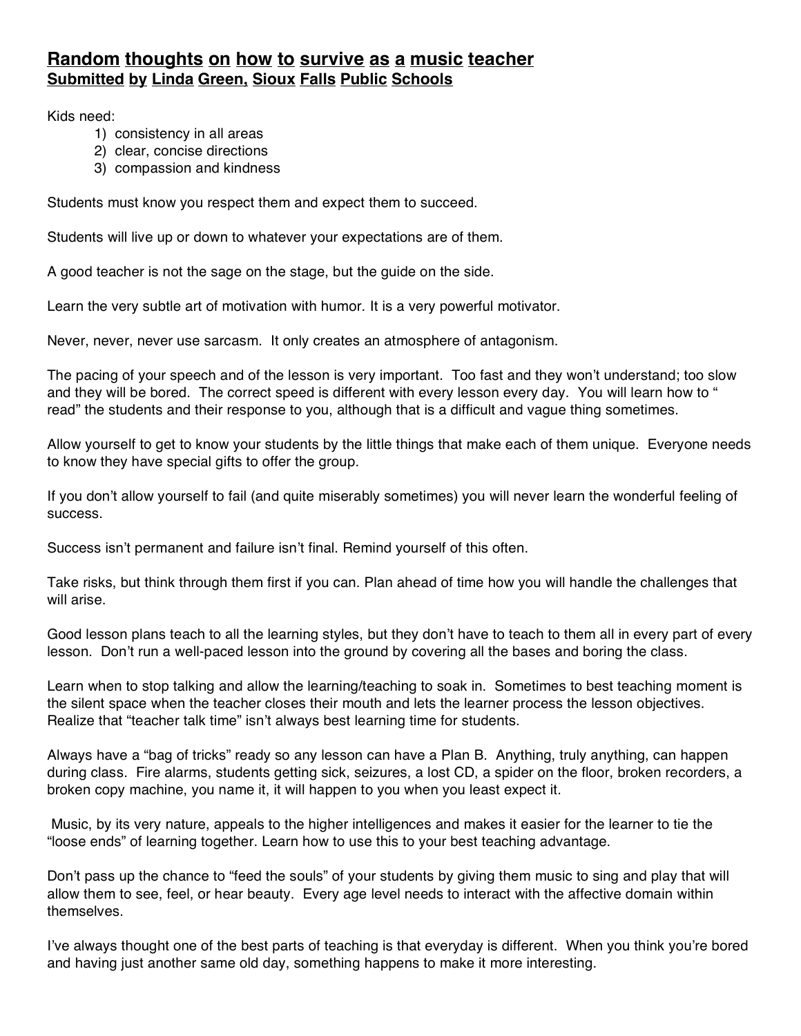## Random thoughts on how to survive as a music teacher
### Submitted by Linda Green, Sioux Falls Public Schools

Kids need:

1) consistency in all areas
2) clear, concise directions
3) compassion and kindness

Students must know you respect them and expect them to succeed.

Students will live up or down to whatever your expectations are of them.

A good teacher is not the sage on the stage, but the guide on the side.

Learn the very subtle art of motivation with humor. It is a very powerful motivator.

Never, never, never use sarcasm. It only creates an atmosphere of antagonism.

The pacing of your speech and of the lesson is very important. Too fast and they won't understand; too slow and they will be bored. The correct speed is different with every lesson every day. You will learn how to " read" the students and their response to you, although that is a difficult and vague thing sometimes.

Allow yourself to get to know your students by the little things that make each of them unique. Everyone needs to know they have special gifts to offer the group.

If you don't allow yourself to fail (and quite miserably sometimes) you will never learn the wonderful feeling of success.

Success isn't permanent and failure isn't final. Remind yourself of this often.

Take risks, but think through them first if you can. Plan ahead of time how you will handle the challenges that will arise.

Good lesson plans teach to all the learning styles, but they don't have to teach to them all in every part of every lesson. Don't run a well-paced lesson into the ground by covering all the bases and boring the class.

Learn when to stop talking and allow the learning/teaching to soak in. Sometimes to best teaching moment is the silent space when the teacher closes their mouth and lets the learner process the lesson objectives. Realize that "teacher talk time" isn't always best learning time for students.

Always have a "bag of tricks" ready so any lesson can have a Plan B. Anything, truly anything, can happen during class. Fire alarms, students getting sick, seizures, a lost CD, a spider on the floor, broken recorders, a broken copy machine, you name it, it will happen to you when you least expect it.

Music, by its very nature, appeals to the higher intelligences and makes it easier for the learner to tie the "loose ends" of learning together. Learn how to use this to your best teaching advantage.

Don't pass up the chance to "feed the souls" of your students by giving them music to sing and play that will allow them to see, feel, or hear beauty. Every age level needs to interact with the affective domain within themselves.

I've always thought one of the best parts of teaching is that everyday is different. When you think you're bored and having just another same old day, something happens to make it more interesting.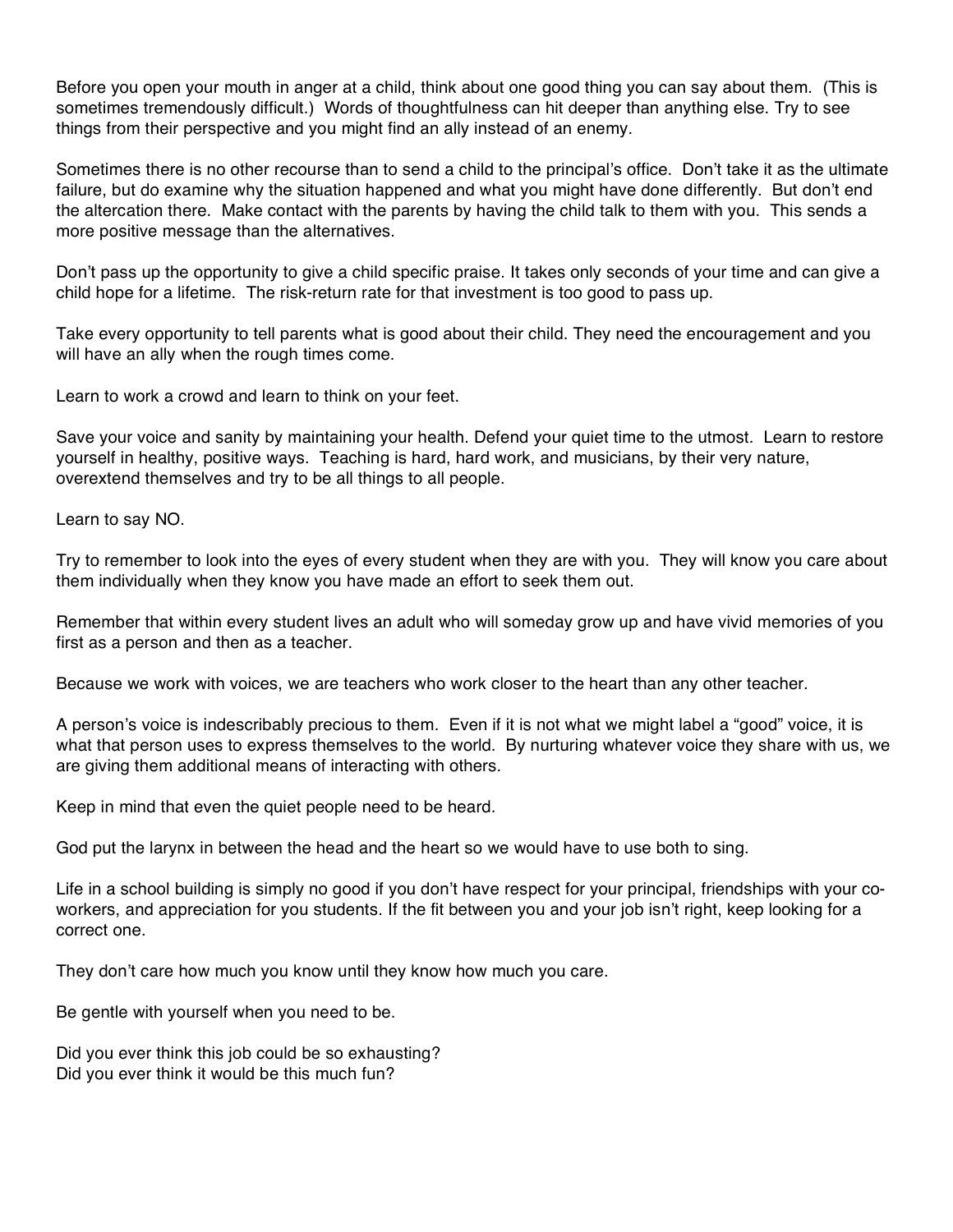Before you open your mouth in anger at a child, think about one good thing you can say about them. (This is sometimes tremendously difficult.) Words of thoughtfulness can hit deeper than anything else. Try to see things from their perspective and you might find an ally instead of an enemy.

Sometimes there is no other recourse than to send a child to the principal's office. Don't take it as the ultimate failure, but do examine why the situation happened and what you might have done differently. But don't end the altercation there. Make contact with the parents by having the child talk to them with you. This sends a more positive message than the alternatives.

Don't pass up the opportunity to give a child specific praise. It takes only seconds of your time and can give a child hope for a lifetime. The risk-return rate for that investment is too good to pass up.

Take every opportunity to tell parents what is good about their child. They need the encouragement and you will have an ally when the rough times come.

Learn to work a crowd and learn to think on your feet.

Save your voice and sanity by maintaining your health. Defend your quiet time to the utmost. Learn to restore yourself in healthy, positive ways. Teaching is hard, hard work, and musicians, by their very nature, overextend themselves and try to be all things to all people.

Learn to say NO.

Try to remember to look into the eyes of every student when they are with you. They will know you care about them individually when they know you have made an effort to seek them out.

Remember that within every student lives an adult who will someday grow up and have vivid memories of you first as a person and then as a teacher.

Because we work with voices, we are teachers who work closer to the heart than any other teacher.

A person's voice is indescribably precious to them. Even if it is not what we might label a "good" voice, it is what that person uses to express themselves to the world. By nurturing whatever voice they share with us, we are giving them additional means of interacting with others.

Keep in mind that even the quiet people need to be heard.

God put the larynx in between the head and the heart so we would have to use both to sing.

Life in a school building is simply no good if you don't have respect for your principal, friendships with your co-workers, and appreciation for you students. If the fit between you and your job isn't right, keep looking for a correct one.

They don't care how much you know until they know how much you care.

Be gentle with yourself when you need to be.

Did you ever think this job could be so exhausting?
Did you ever think it would be this much fun?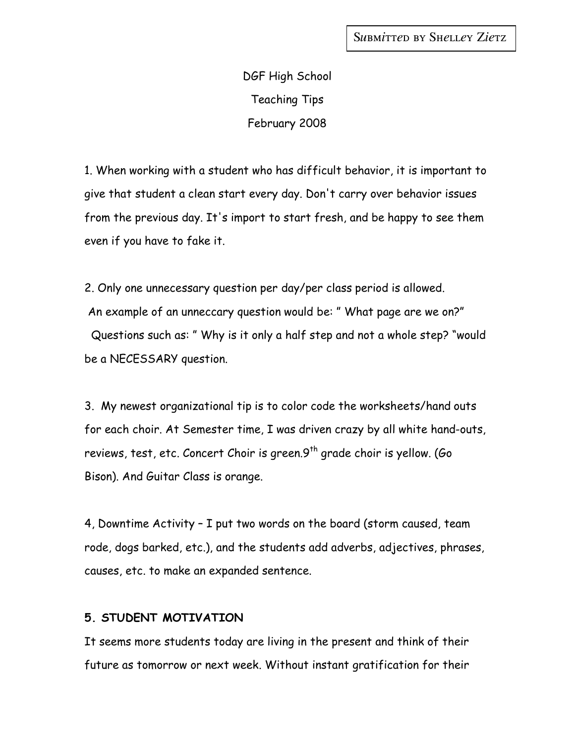Submitted by Shelley Zietz

DGF High School

Teaching Tips

February 2008

1. When working with a student who has difficult behavior, it is important to give that student a clean start every day. Don't carry over behavior issues from the previous day. It's import to start fresh, and be happy to see them even if you have to fake it.

2. Only one unnecessary question per day/per class period is allowed. An example of an unneccary question would be: " What page are we on?" Questions such as: " Why is it only a half step and not a whole step? "would be a NECESSARY question.

3. My newest organizational tip is to color code the worksheets/hand outs for each choir. At Semester time, I was driven crazy by all white hand-outs, reviews, test, etc. Concert Choir is green.9th grade choir is yellow. (Go Bison). And Guitar Class is orange.

4, Downtime Activity – I put two words on the board (storm caused, team rode, dogs barked, etc.), and the students add adverbs, adjectives, phrases, causes, etc. to make an expanded sentence.

**5. STUDENT MOTIVATION**

It seems more students today are living in the present and think of their future as tomorrow or next week. Without instant gratification for their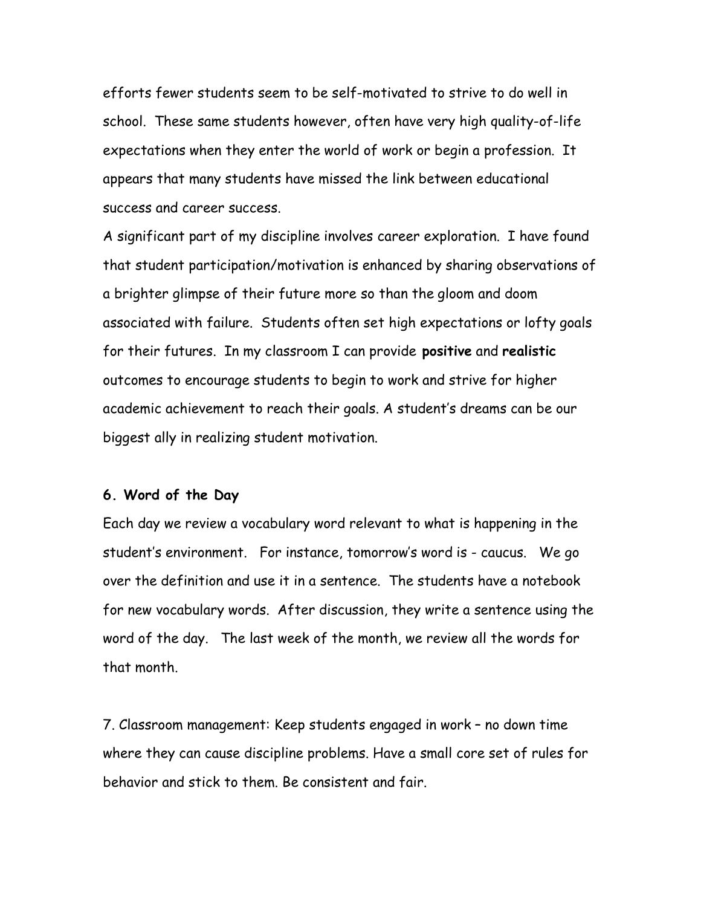efforts fewer students seem to be self-motivated to strive to do well in school. These same students however, often have very high quality-of-life expectations when they enter the world of work or begin a profession. It appears that many students have missed the link between educational success and career success.

A significant part of my discipline involves career exploration. I have found that student participation/motivation is enhanced by sharing observations of a brighter glimpse of their future more so than the gloom and doom associated with failure. Students often set high expectations or lofty goals for their futures. In my classroom I can provide **positive** and **realistic** outcomes to encourage students to begin to work and strive for higher academic achievement to reach their goals. A student's dreams can be our biggest ally in realizing student motivation.

**6. Word of the Day**

Each day we review a vocabulary word relevant to what is happening in the student's environment. For instance, tomorrow's word is - caucus. We go over the definition and use it in a sentence. The students have a notebook for new vocabulary words. After discussion, they write a sentence using the word of the day. The last week of the month, we review all the words for that month.

7. Classroom management: Keep students engaged in work – no down time where they can cause discipline problems. Have a small core set of rules for behavior and stick to them. Be consistent and fair.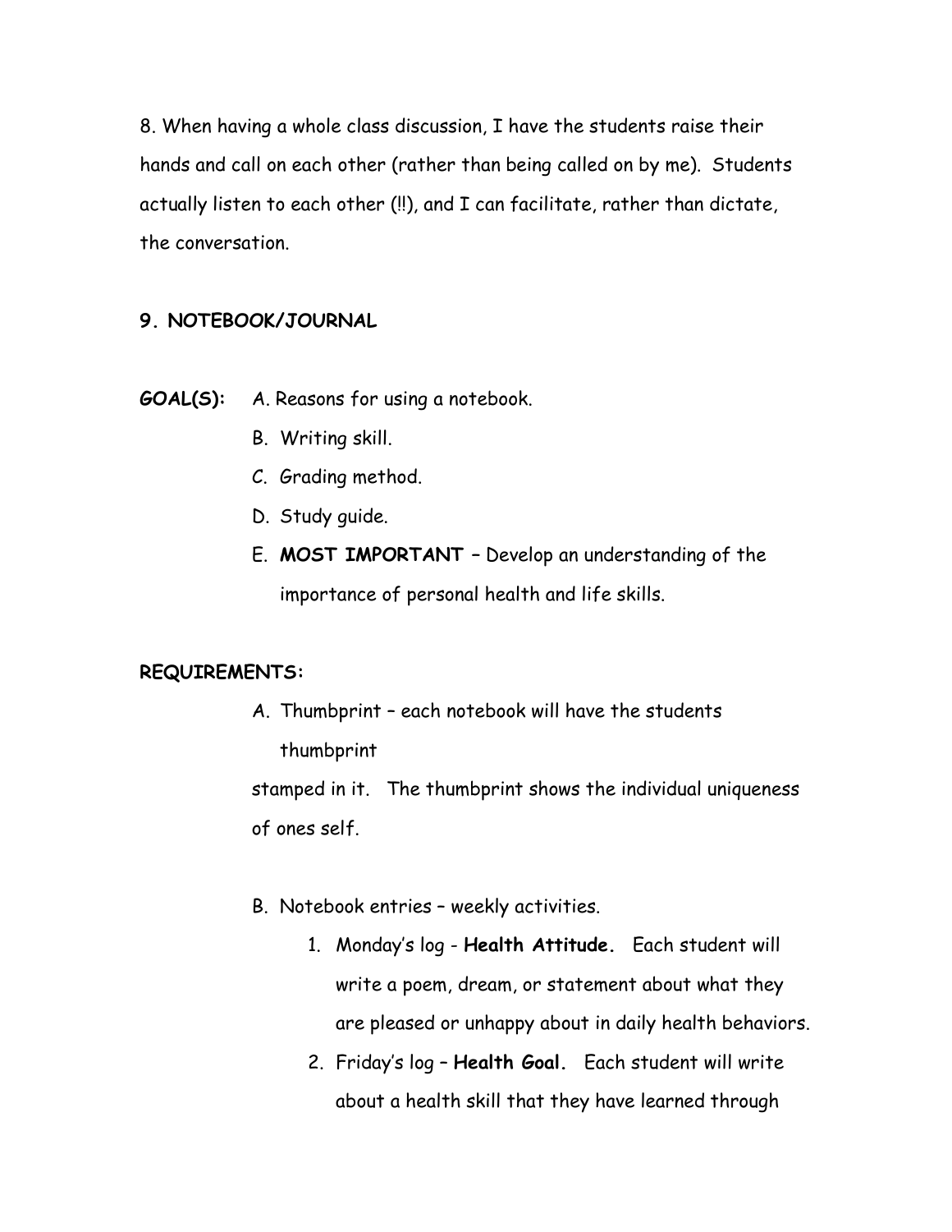8. When having a whole class discussion, I have the students raise their hands and call on each other (rather than being called on by me). Students actually listen to each other (!!), and I can facilitate, rather than dictate, the conversation.

**9. NOTEBOOK/JOURNAL**

**GOAL(S):**

A. Reasons for using a notebook.

B. Writing skill.

C. Grading method.

D. Study guide.

E. **MOST IMPORTANT** – Develop an understanding of the importance of personal health and life skills.

**REQUIREMENTS:**

A. Thumbprint – each notebook will have the students thumbprint stamped in it. The thumbprint shows the individual uniqueness of ones self.

B. Notebook entries – weekly activities.

1. Monday's log - **Health Attitude.** Each student will write a poem, dream, or statement about what they are pleased or unhappy about in daily health behaviors.
2. Friday's log – **Health Goal.** Each student will write about a health skill that they have learned through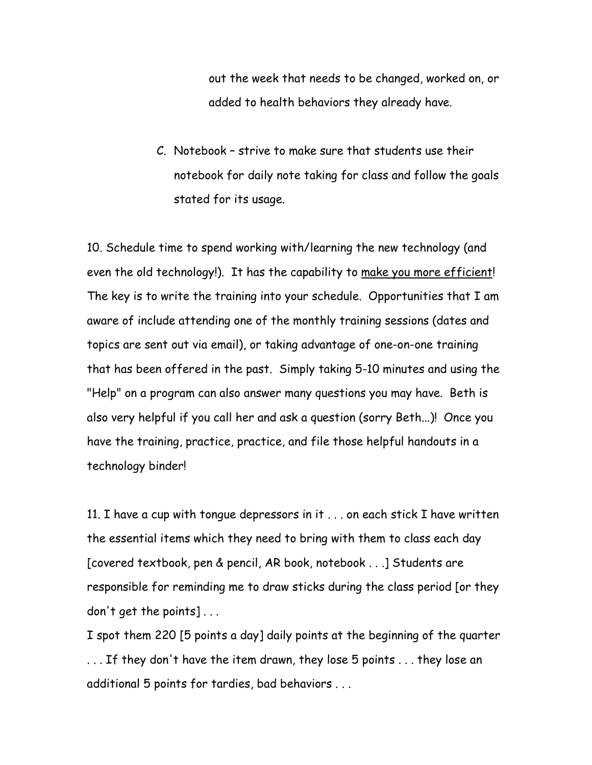out the week that needs to be changed, worked on, or added to health behaviors they already have.

C. Notebook – strive to make sure that students use their notebook for daily note taking for class and follow the goals stated for its usage.

10. Schedule time to spend working with/learning the new technology (and even the old technology!). It has the capability to <u>make you more efficient</u>! The key is to write the training into your schedule. Opportunities that I am aware of include attending one of the monthly training sessions (dates and topics are sent out via email), or taking advantage of one-on-one training that has been offered in the past. Simply taking 5-10 minutes and using the "Help" on a program can also answer many questions you may have. Beth is also very helpful if you call her and ask a question (sorry Beth...)! Once you have the training, practice, practice, and file those helpful handouts in a technology binder!

11. I have a cup with tongue depressors in it . . . on each stick I have written the essential items which they need to bring with them to class each day [covered textbook, pen & pencil, AR book, notebook . . .] Students are responsible for reminding me to draw sticks during the class period [or they don't get the points] . . .

I spot them 220 [5 points a day] daily points at the beginning of the quarter . . . If they don't have the item drawn, they lose 5 points . . . they lose an additional 5 points for tardies, bad behaviors . . .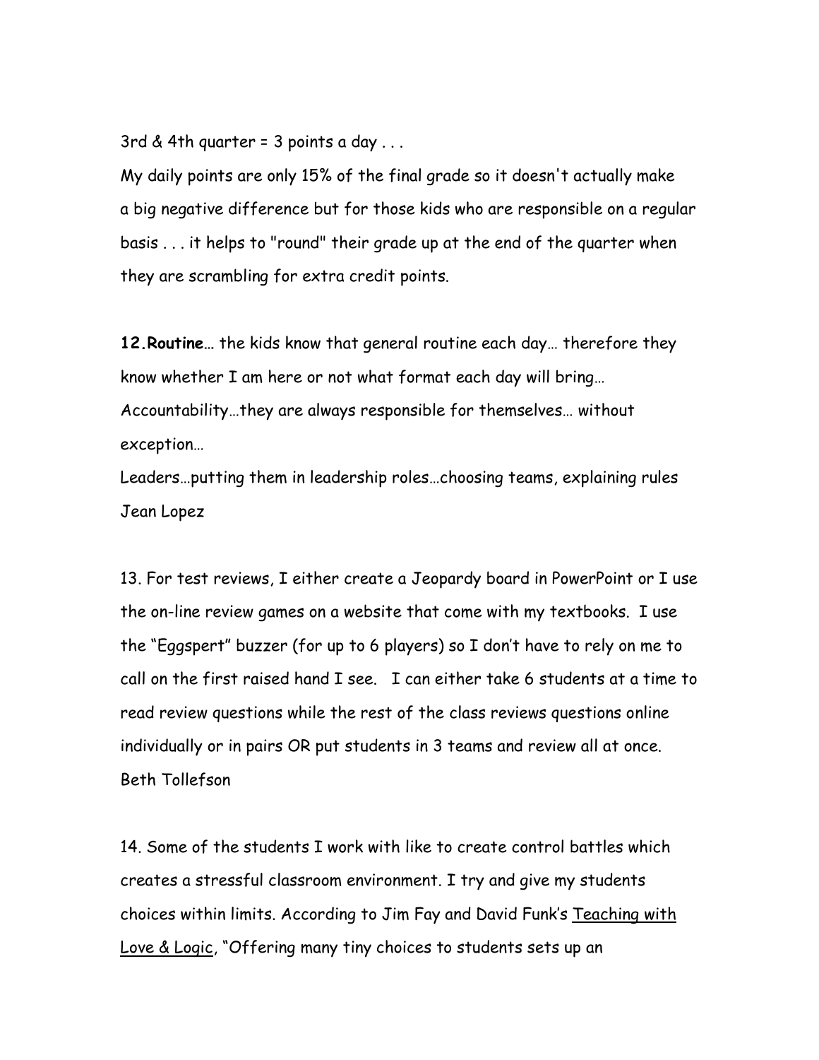3rd & 4th quarter = 3 points a day . . .

My daily points are only 15% of the final grade so it doesn't actually make a big negative difference but for those kids who are responsible on a regular basis . . . it helps to "round" their grade up at the end of the quarter when they are scrambling for extra credit points.

**12.Routine…** the kids know that general routine each day… therefore they know whether I am here or not what format each day will bring…

Accountability…they are always responsible for themselves… without exception…

Leaders…putting them in leadership roles…choosing teams, explaining rules

Jean Lopez

13. For test reviews, I either create a Jeopardy board in PowerPoint or I use the on-line review games on a website that come with my textbooks. I use the "Eggspert" buzzer (for up to 6 players) so I don't have to rely on me to call on the first raised hand I see. I can either take 6 students at a time to read review questions while the rest of the class reviews questions online individually or in pairs OR put students in 3 teams and review all at once.

Beth Tollefson

14. Some of the students I work with like to create control battles which creates a stressful classroom environment. I try and give my students choices within limits. According to Jim Fay and David Funk's Teaching with Love & Logic, "Offering many tiny choices to students sets up an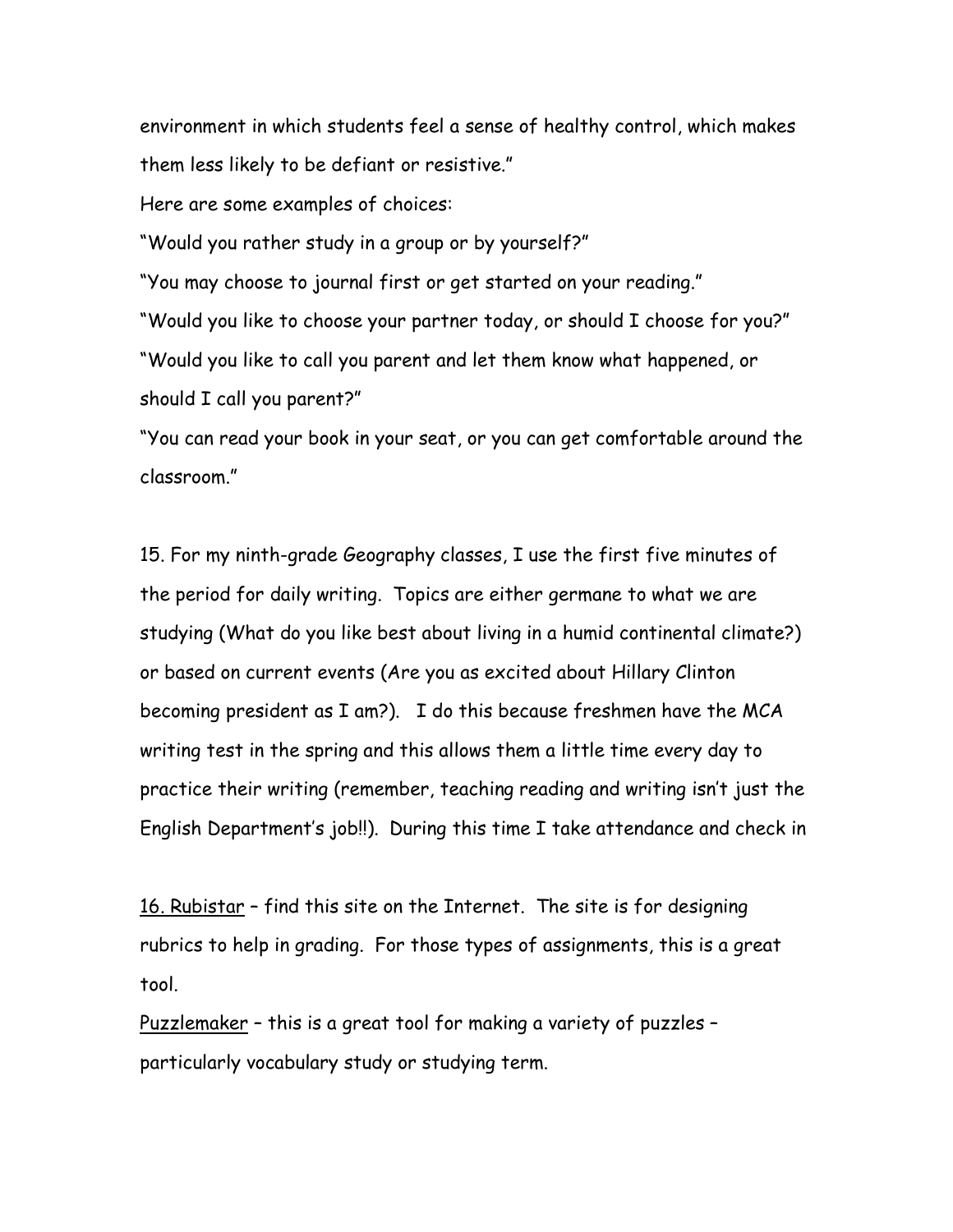environment in which students feel a sense of healthy control, which makes them less likely to be defiant or resistive."

Here are some examples of choices:

"Would you rather study in a group or by yourself?"

"You may choose to journal first or get started on your reading."

"Would you like to choose your partner today, or should I choose for you?"

"Would you like to call you parent and let them know what happened, or should I call you parent?"

"You can read your book in your seat, or you can get comfortable around the classroom."

15. For my ninth-grade Geography classes, I use the first five minutes of the period for daily writing. Topics are either germane to what we are studying (What do you like best about living in a humid continental climate?) or based on current events (Are you as excited about Hillary Clinton becoming president as I am?). I do this because freshmen have the MCA writing test in the spring and this allows them a little time every day to practice their writing (remember, teaching reading and writing isn't just the English Department's job!!). During this time I take attendance and check in

16. <u>Rubistar</u> – find this site on the Internet. The site is for designing rubrics to help in grading. For those types of assignments, this is a great tool.

<u>Puzzlemaker</u> – this is a great tool for making a variety of puzzles – particularly vocabulary study or studying term.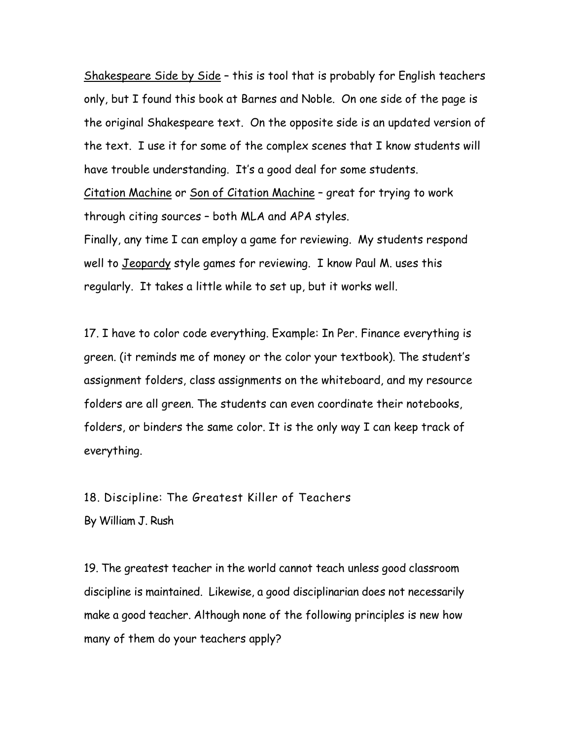Shakespeare Side by Side – this is tool that is probably for English teachers only, but I found this book at Barnes and Noble. On one side of the page is the original Shakespeare text. On the opposite side is an updated version of the text. I use it for some of the complex scenes that I know students will have trouble understanding. It's a good deal for some students.
Citation Machine or Son of Citation Machine – great for trying to work through citing sources – both MLA and APA styles.
Finally, any time I can employ a game for reviewing. My students respond well to Jeopardy style games for reviewing. I know Paul M. uses this regularly. It takes a little while to set up, but it works well.

17. I have to color code everything. Example: In Per. Finance everything is green. (it reminds me of money or the color your textbook). The student's assignment folders, class assignments on the whiteboard, and my resource folders are all green. The students can even coordinate their notebooks, folders, or binders the same color. It is the only way I can keep track of everything.

18. Discipline: The Greatest Killer of Teachers
By William J. Rush

19. The greatest teacher in the world cannot teach unless good classroom discipline is maintained. Likewise, a good disciplinarian does not necessarily make a good teacher. Although none of the following principles is new how many of them do your teachers apply?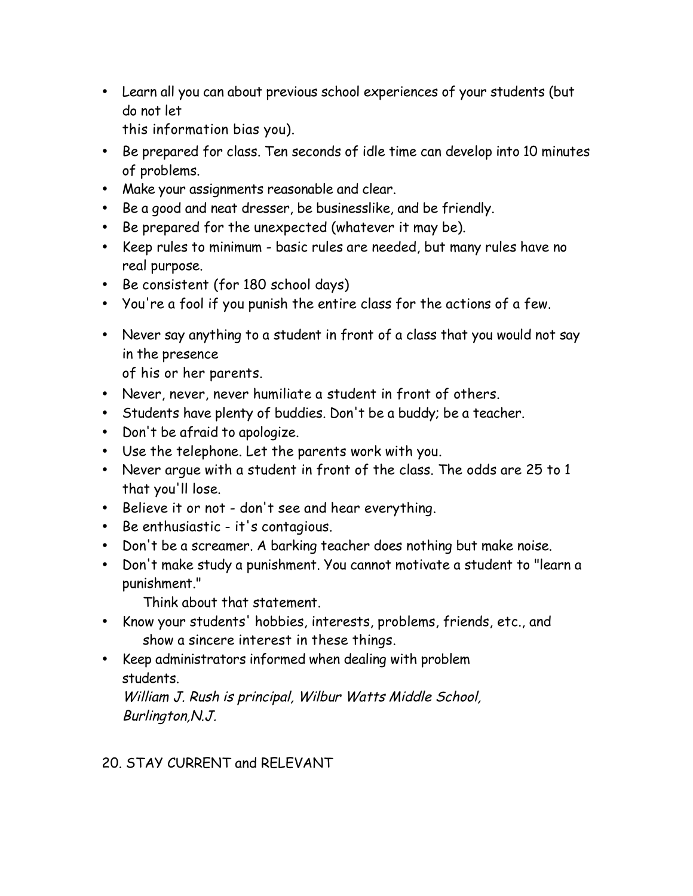- Learn all you can about previous school experiences of your students (but do not let this information bias you).
- Be prepared for class. Ten seconds of idle time can develop into 10 minutes of problems.
- Make your assignments reasonable and clear.
- Be a good and neat dresser, be businesslike, and be friendly.
- Be prepared for the unexpected (whatever it may be).
- Keep rules to minimum - basic rules are needed, but many rules have no real purpose.
- Be consistent (for 180 school days)
- You're a fool if you punish the entire class for the actions of a few.
- Never say anything to a student in front of a class that you would not say in the presence of his or her parents.
- Never, never, never humiliate a student in front of others.
- Students have plenty of buddies. Don't be a buddy; be a teacher.
- Don't be afraid to apologize.
- Use the telephone. Let the parents work with you.
- Never argue with a student in front of the class. The odds are 25 to 1 that you'll lose.
- Believe it or not - don't see and hear everything.
- Be enthusiastic - it's contagious.
- Don't be a screamer. A barking teacher does nothing but make noise.
- Don't make study a punishment. You cannot motivate a student to "learn a punishment." Think about that statement.
- Know your students' hobbies, interests, problems, friends, etc., and show a sincere interest in these things.
- Keep administrators informed when dealing with problem students.

*William J. Rush is principal, Wilbur Watts Middle School, Burlington,N.J.*

## 20. STAY CURRENT and RELEVANT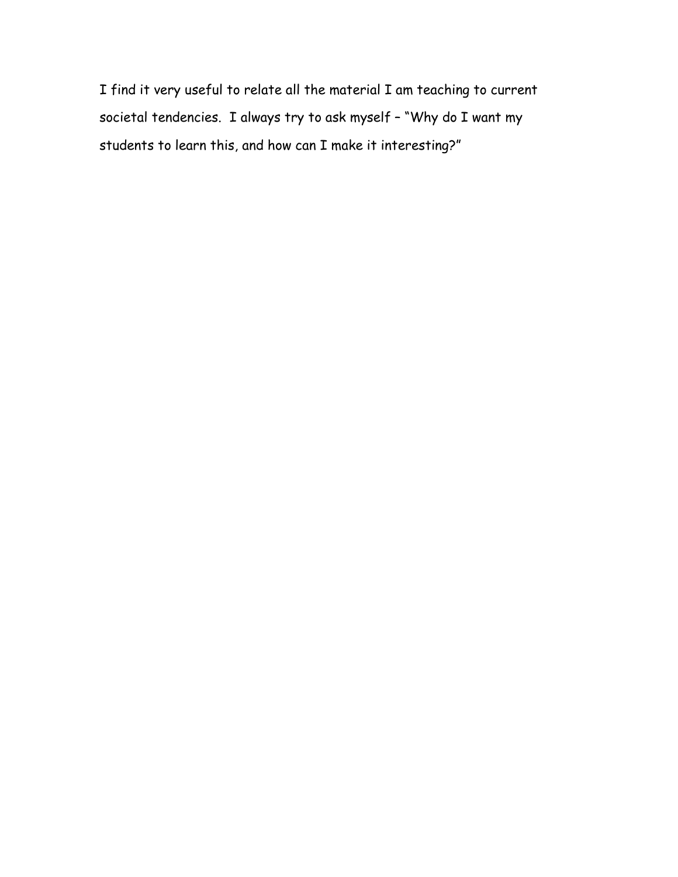I find it very useful to relate all the material I am teaching to current societal tendencies. I always try to ask myself – "Why do I want my students to learn this, and how can I make it interesting?"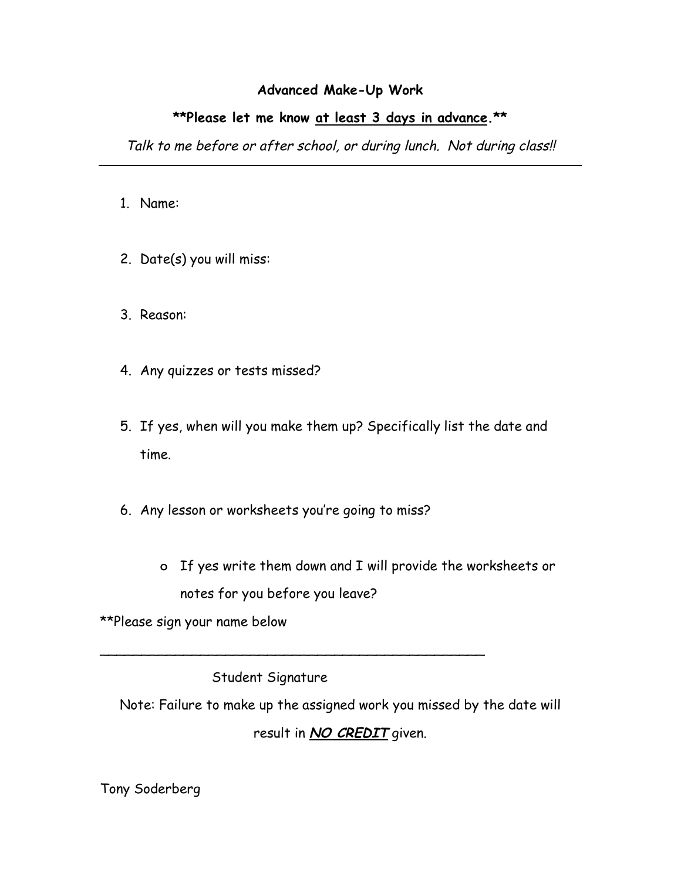**Advanced Make-Up Work**

****Please let me know <u>at least 3 days in advance</u>.****

*Talk to me before or after school, or during lunch. Not during class!!*

---

1. Name:

2. Date(s) you will miss:

3. Reason:

4. Any quizzes or tests missed?

5. If yes, when will you make them up? Specifically list the date and time.

6. Any lesson or worksheets you're going to miss?

    - If yes write them down and I will provide the worksheets or notes for you before you leave?

**Please sign your name below

\_\_\_\_\_\_\_\_\_\_\_\_\_\_\_\_\_\_\_\_\_\_\_\_\_\_\_\_\_\_\_\_\_\_\_\_\_\_\_\_\_\_\_\_

Student Signature

Note: Failure to make up the assigned work you missed by the date will result in ***<u>NO CREDIT</u>*** given.

Tony Soderberg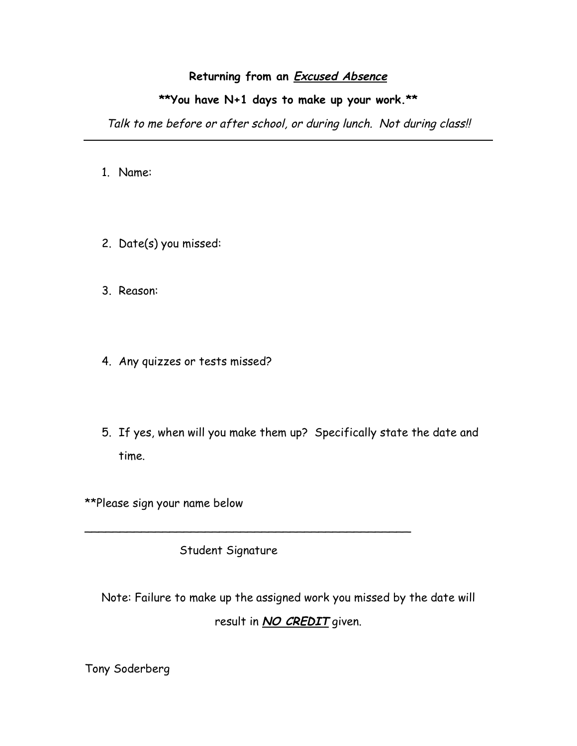**Returning from an *__Excused Absence__***

****You have N+1 days to make up your work.****

*Talk to me before or after school, or during lunch. Not during class!!*

---

1. Name:

2. Date(s) you missed:

3. Reason:

4. Any quizzes or tests missed?

5. If yes, when will you make them up? Specifically state the date and time.

**Please sign your name below

\_\_\_\_\_\_\_\_\_\_\_\_\_\_\_\_\_\_\_\_\_\_\_\_\_\_\_\_\_\_\_\_\_\_\_\_\_\_\_\_\_\_\_\_\_\_

Student Signature

Note: Failure to make up the assigned work you missed by the date will result in ***__NO CREDIT__*** given.

Tony Soderberg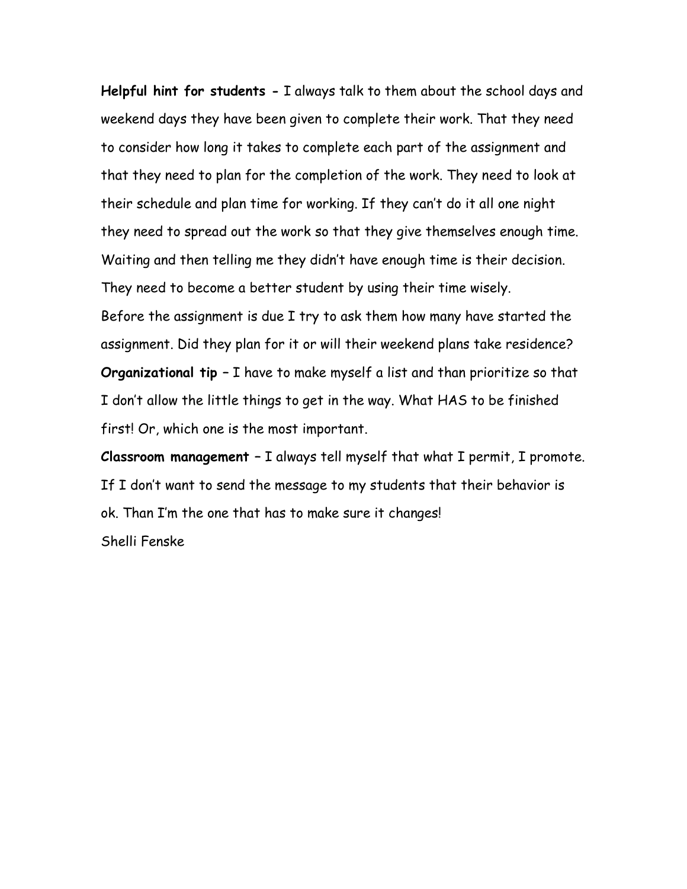**Helpful hint for students -** I always talk to them about the school days and weekend days they have been given to complete their work. That they need to consider how long it takes to complete each part of the assignment and that they need to plan for the completion of the work. They need to look at their schedule and plan time for working. If they can't do it all one night they need to spread out the work so that they give themselves enough time. Waiting and then telling me they didn't have enough time is their decision. They need to become a better student by using their time wisely.
Before the assignment is due I try to ask them how many have started the assignment. Did they plan for it or will their weekend plans take residence?
**Organizational tip –** I have to make myself a list and than prioritize so that I don't allow the little things to get in the way. What HAS to be finished first! Or, which one is the most important.
**Classroom management –** I always tell myself that what I permit, I promote. If I don't want to send the message to my students that their behavior is ok. Than I'm the one that has to make sure it changes!
Shelli Fenske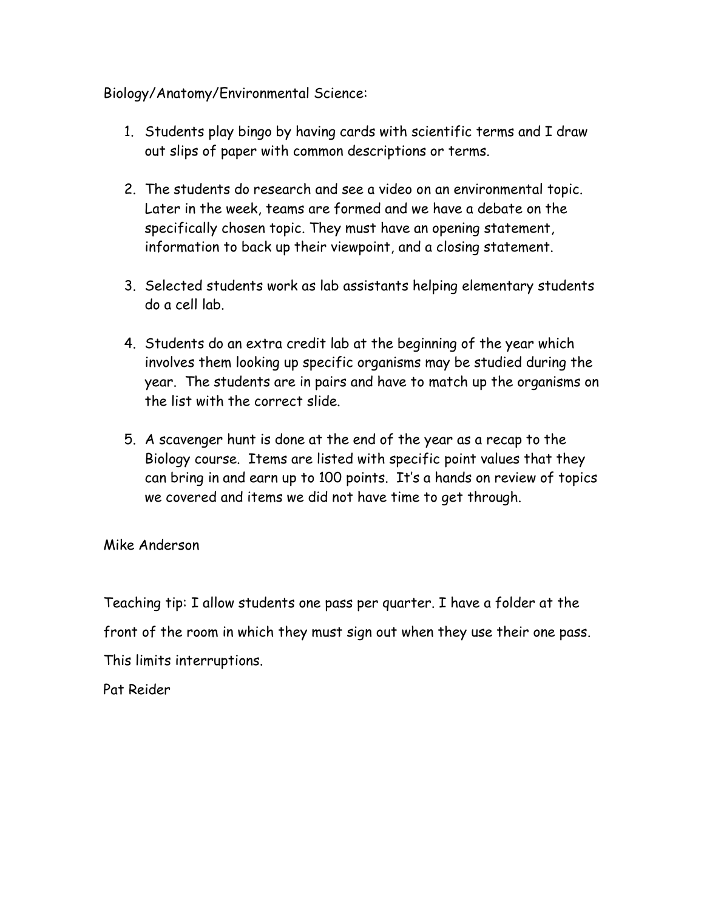Biology/Anatomy/Environmental Science:

1. Students play bingo by having cards with scientific terms and I draw out slips of paper with common descriptions or terms.

2. The students do research and see a video on an environmental topic. Later in the week, teams are formed and we have a debate on the specifically chosen topic. They must have an opening statement, information to back up their viewpoint, and a closing statement.

3. Selected students work as lab assistants helping elementary students do a cell lab.

4. Students do an extra credit lab at the beginning of the year which involves them looking up specific organisms may be studied during the year. The students are in pairs and have to match up the organisms on the list with the correct slide.

5. A scavenger hunt is done at the end of the year as a recap to the Biology course. Items are listed with specific point values that they can bring in and earn up to 100 points. It's a hands on review of topics we covered and items we did not have time to get through.

Mike Anderson

Teaching tip: I allow students one pass per quarter. I have a folder at the front of the room in which they must sign out when they use their one pass. This limits interruptions.

Pat Reider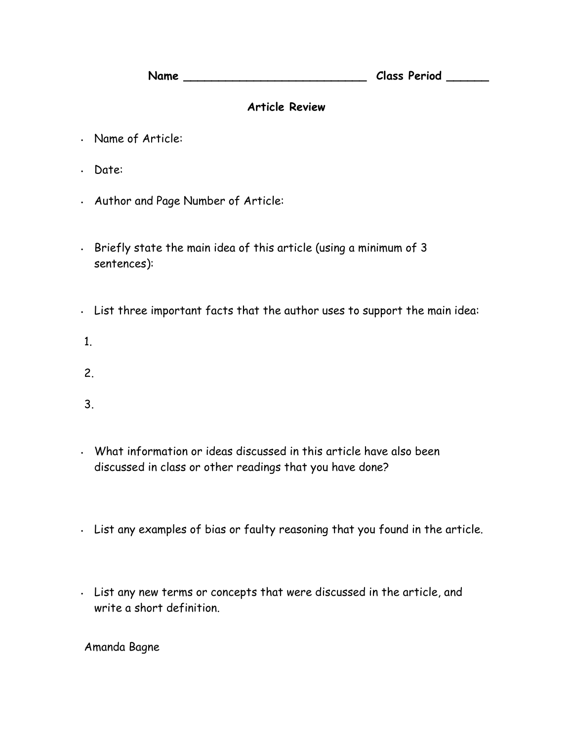**Name ___________________________ Class Period ______**

## Article Review

- Name of Article:
- Date:
- Author and Page Number of Article:
- Briefly state the main idea of this article (using a minimum of 3 sentences):
- List three important facts that the author uses to support the main idea:

1.

2.

3.

- What information or ideas discussed in this article have also been discussed in class or other readings that you have done?
- List any examples of bias or faulty reasoning that you found in the article.
- List any new terms or concepts that were discussed in the article, and write a short definition.

Amanda Bagne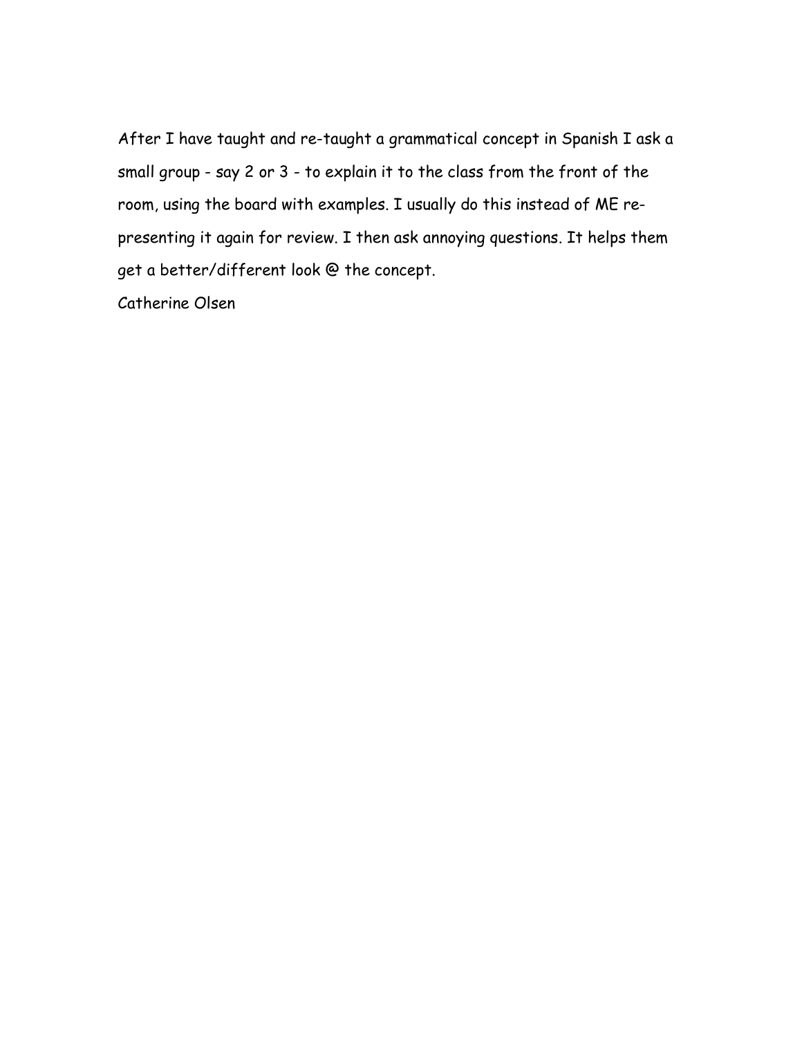After I have taught and re-taught a grammatical concept in Spanish I ask a small group - say 2 or 3 - to explain it to the class from the front of the room, using the board with examples. I usually do this instead of ME re-presenting it again for review. I then ask annoying questions. It helps them get a better/different look @ the concept.

Catherine Olsen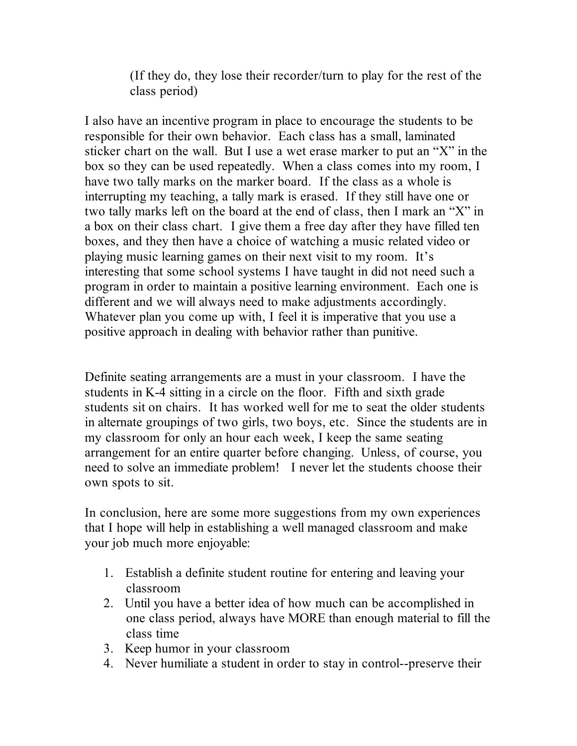(If they do, they lose their recorder/turn to play for the rest of the class period)

I also have an incentive program in place to encourage the students to be responsible for their own behavior. Each class has a small, laminated sticker chart on the wall. But I use a wet erase marker to put an "X" in the box so they can be used repeatedly. When a class comes into my room, I have two tally marks on the marker board. If the class as a whole is interrupting my teaching, a tally mark is erased. If they still have one or two tally marks left on the board at the end of class, then I mark an "X" in a box on their class chart. I give them a free day after they have filled ten boxes, and they then have a choice of watching a music related video or playing music learning games on their next visit to my room. It's interesting that some school systems I have taught in did not need such a program in order to maintain a positive learning environment. Each one is different and we will always need to make adjustments accordingly. Whatever plan you come up with, I feel it is imperative that you use a positive approach in dealing with behavior rather than punitive.

Definite seating arrangements are a must in your classroom. I have the students in K-4 sitting in a circle on the floor. Fifth and sixth grade students sit on chairs. It has worked well for me to seat the older students in alternate groupings of two girls, two boys, etc. Since the students are in my classroom for only an hour each week, I keep the same seating arrangement for an entire quarter before changing. Unless, of course, you need to solve an immediate problem! I never let the students choose their own spots to sit.

In conclusion, here are some more suggestions from my own experiences that I hope will help in establishing a well managed classroom and make your job much more enjoyable:

1. Establish a definite student routine for entering and leaving your classroom
2. Until you have a better idea of how much can be accomplished in one class period, always have MORE than enough material to fill the class time
3. Keep humor in your classroom
4. Never humiliate a student in order to stay in control--preserve their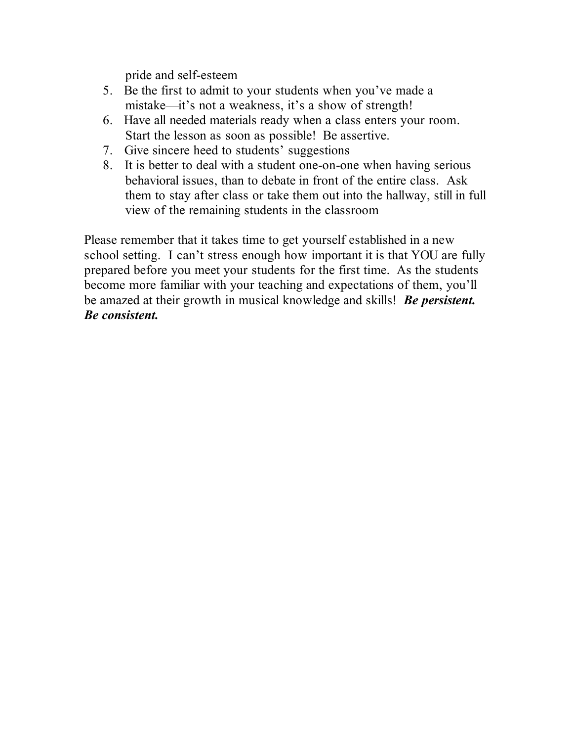pride and self-esteem

5. Be the first to admit to your students when you've made a mistake—it's not a weakness, it's a show of strength!
6. Have all needed materials ready when a class enters your room. Start the lesson as soon as possible! Be assertive.
7. Give sincere heed to students' suggestions
8. It is better to deal with a student one-on-one when having serious behavioral issues, than to debate in front of the entire class. Ask them to stay after class or take them out into the hallway, still in full view of the remaining students in the classroom

Please remember that it takes time to get yourself established in a new school setting. I can't stress enough how important it is that YOU are fully prepared before you meet your students for the first time. As the students become more familiar with your teaching and expectations of them, you'll be amazed at their growth in musical knowledge and skills! ***Be persistent. Be consistent.***